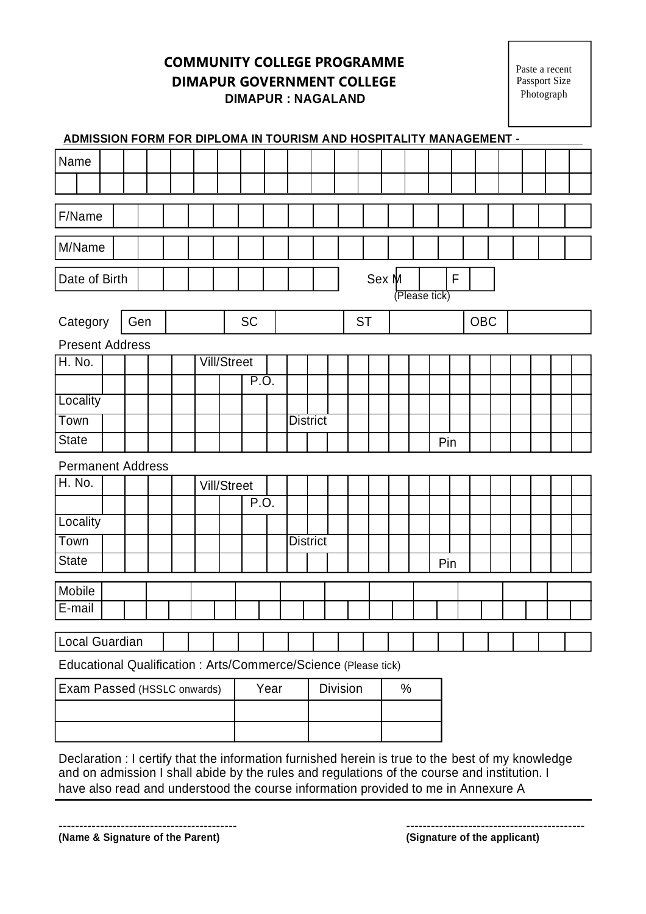**COMMUNITY COLLEGE PROGRAMME**
**DIMAPUR GOVERNMENT COLLEGE**
**DIMAPUR : NAGALAND**

Paste a recent Passport Size Photograph

**ADMISSION FORM FOR DIPLOMA IN TOURISM AND HOSPITALITY MANAGEMENT -**

Name

F/Name

M/Name

Date of Birth    Sex M    F (Please tick)

| Category | Gen | | SC | | ST | | OBC | |
|---|---|---|---|---|---|---|---|---|

Present Address

| H. No. | | Vill/Street | |
|---|---|---|---|
| | | P.O. | |
| Locality | | | |
| Town | | District | |
| State | | Pin | |

Permanent Address

| H. No. | | Vill/Street | |
|---|---|---|---|
| | | P.O. | |
| Locality | | | |
| Town | | District | |
| State | | Pin | |

Mobile

E-mail

Local Guardian

Educational Qualification : Arts/Commerce/Science (Please tick)

| Exam Passed (HSSLC onwards) | Year | Division | % |
|---|---|---|---|
| | | | |
| | | | |

Declaration : I certify that the information furnished herein is true to the best of my knowledge and on admission I shall abide by the rules and regulations of the course and institution. I have also read and understood the course information provided to me in Annexure A

-------------------------------------------
**(Name & Signature of the Parent)**

-------------------------------------------
**(Signature of the applicant)**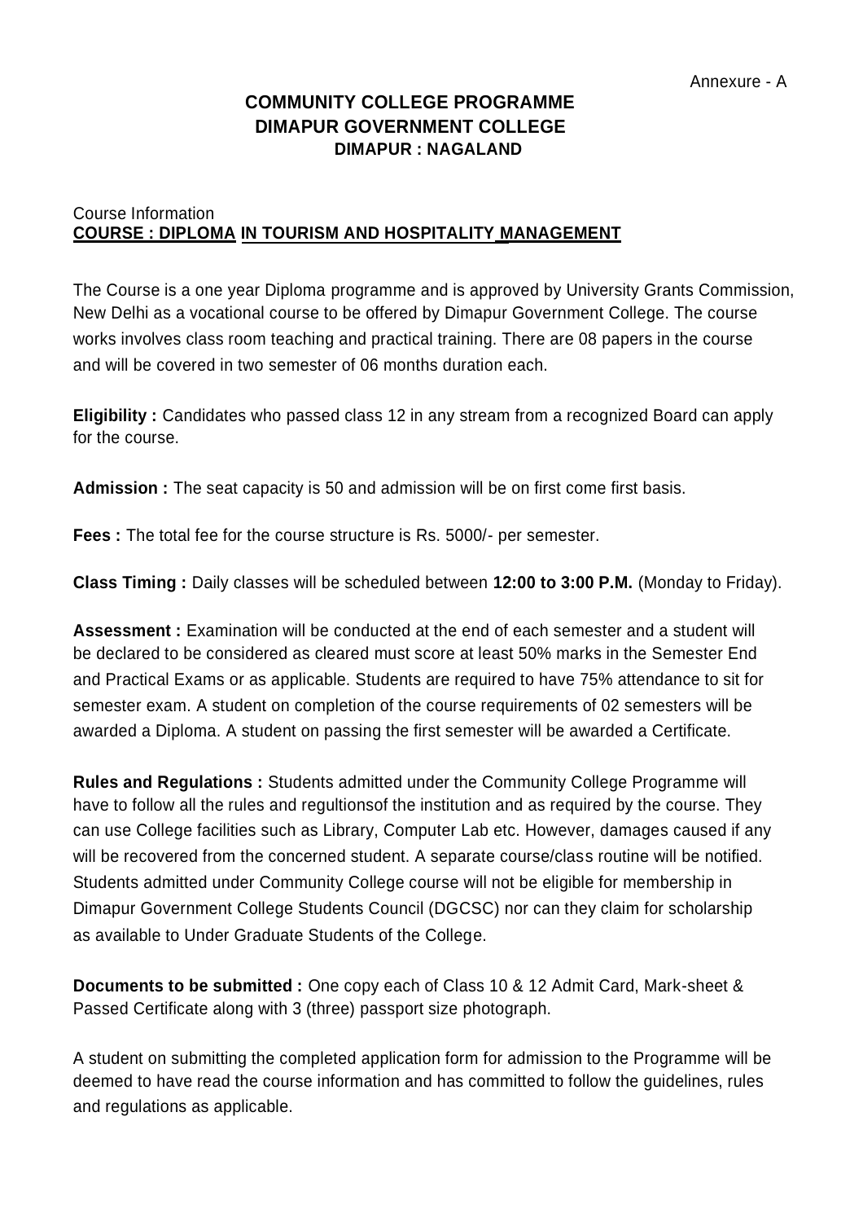Annexure - A

# COMMUNITY COLLEGE PROGRAMME
## DIMAPUR GOVERNMENT COLLEGE
### DIMAPUR : NAGALAND

Course Information

**COURSE : DIPLOMA IN TOURISM AND HOSPITALITY MANAGEMENT**

The Course is a one year Diploma programme and is approved by University Grants Commission, New Delhi as a vocational course to be offered by Dimapur Government College. The course works involves class room teaching and practical training. There are 08 papers in the course and will be covered in two semester of 06 months duration each.

**Eligibility :** Candidates who passed class 12 in any stream from a recognized Board can apply for the course.

**Admission :** The seat capacity is 50 and admission will be on first come first basis.

**Fees :** The total fee for the course structure is Rs. 5000/- per semester.

**Class Timing :** Daily classes will be scheduled between **12:00 to 3:00 P.M.** (Monday to Friday).

**Assessment :** Examination will be conducted at the end of each semester and a student will be declared to be considered as cleared must score at least 50% marks in the Semester End and Practical Exams or as applicable. Students are required to have 75% attendance to sit for semester exam. A student on completion of the course requirements of 02 semesters will be awarded a Diploma. A student on passing the first semester will be awarded a Certificate.

**Rules and Regulations :** Students admitted under the Community College Programme will have to follow all the rules and regultionsof the institution and as required by the course. They can use College facilities such as Library, Computer Lab etc. However, damages caused if any will be recovered from the concerned student. A separate course/class routine will be notified. Students admitted under Community College course will not be eligible for membership in Dimapur Government College Students Council (DGCSC) nor can they claim for scholarship as available to Under Graduate Students of the College.

**Documents to be submitted :** One copy each of Class 10 & 12 Admit Card, Mark-sheet & Passed Certificate along with 3 (three) passport size photograph.

A student on submitting the completed application form for admission to the Programme will be deemed to have read the course information and has committed to follow the guidelines, rules and regulations as applicable.